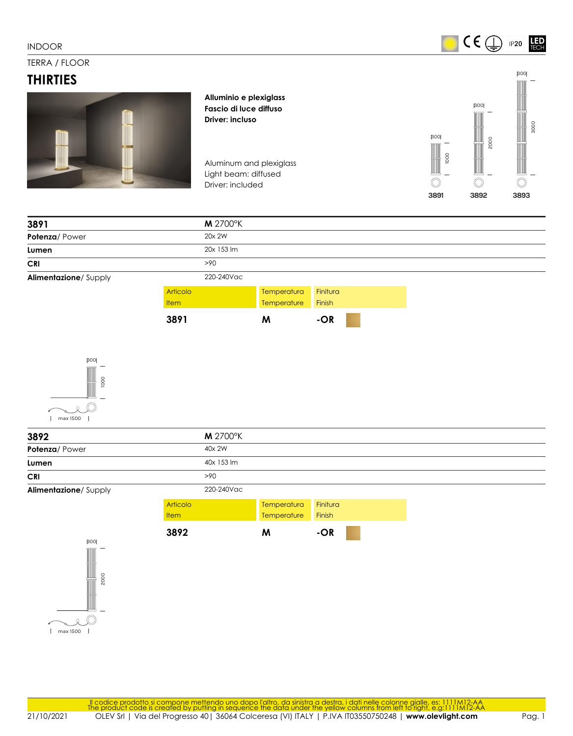INDOOR

TERRA / FLOOR

# THIRTIES

**Alluminio e plexiglass**
**Fascio di luce diffuso**
**Driver: incluso**

Aluminum and plexiglass
Light beam: diffused
Driver: included

IP20

LED TECH

3891 3892 3893

## 3891

| 3891 | M 2700°K |
|---|---|
| **Potenza**/ Power | 20x 2W |
| **Lumen** | 20x 153 lm |
| **CRI** | >90 |
| **Alimentazione**/ Supply | 220-240Vac |

| Articolo Item | Temperatura Temperature | Finitura Finish |
|---|---|---|
| **3891** | **M** | **-OR** |

300 1000 max 1500

## 3892

| 3892 | M 2700°K |
|---|---|
| **Potenza**/ Power | 40x 2W |
| **Lumen** | 40x 153 lm |
| **CRI** | >90 |
| **Alimentazione**/ Supply | 220-240Vac |

| Articolo Item | Temperatura Temperature | Finitura Finish |
|---|---|---|
| **3892** | **M** | **-OR** |

300 2000 max 1500

Il codice prodotto si compone mettendo uno dopo l'altro, da sinistra a destra, i dati nelle colonne gialle, es: 1111M12-AA
The product code is created by putting in sequence the data under the yellow columns from left to right, e.g.:1111M12-AA

21/10/2021 OLEV Srl | Via del Progresso 40 | 36064 Colceresa (VI) ITALY | P.IVA IT03550750248 | **www.olevlight.com**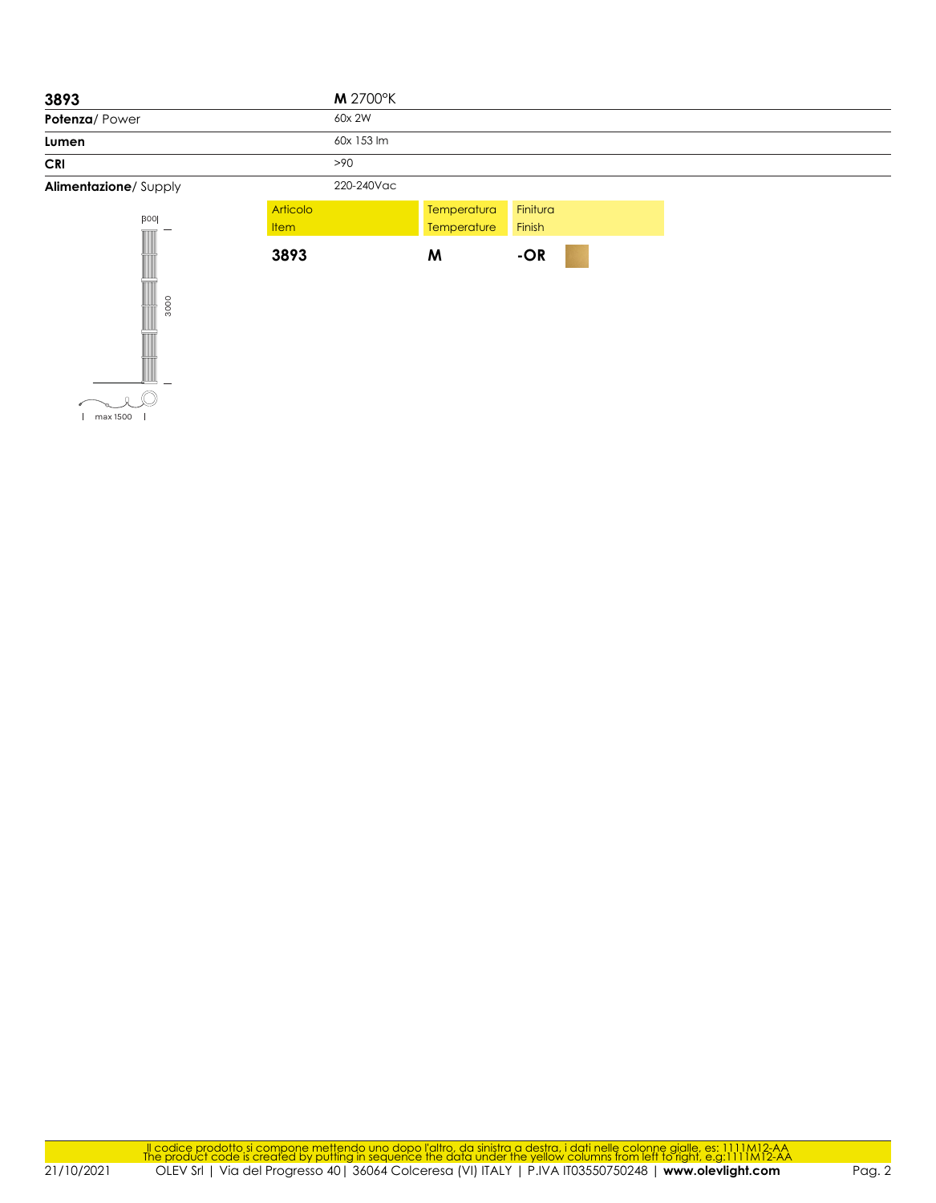| 3893 | **M** 2700°K |
|---|---|
| **Potenza**/ Power | 60x 2W |
| **Lumen** | 60x 153 lm |
| **CRI** | >90 |
| **Alimentazione**/ Supply | 220-240Vac |

300

3000

max 1500

| Articolo Item | Temperatura Temperature | Finitura Finish |
|---|---|---|
| **3893** | **M** | **-OR** |

Il codice prodotto si compone mettendo uno dopo l'altro, da sinistra a destra, i dati nelle colonne gialle, es: 1111M12-AA
The product code is created by putting in sequence the data under the yellow columns from left to right, e.g.:1111M12-AA

21/10/2021 OLEV Srl | Via del Progresso 40 | 36064 Colceresa (VI) ITALY | P.IVA IT03550750248 | **www.olevlight.com**